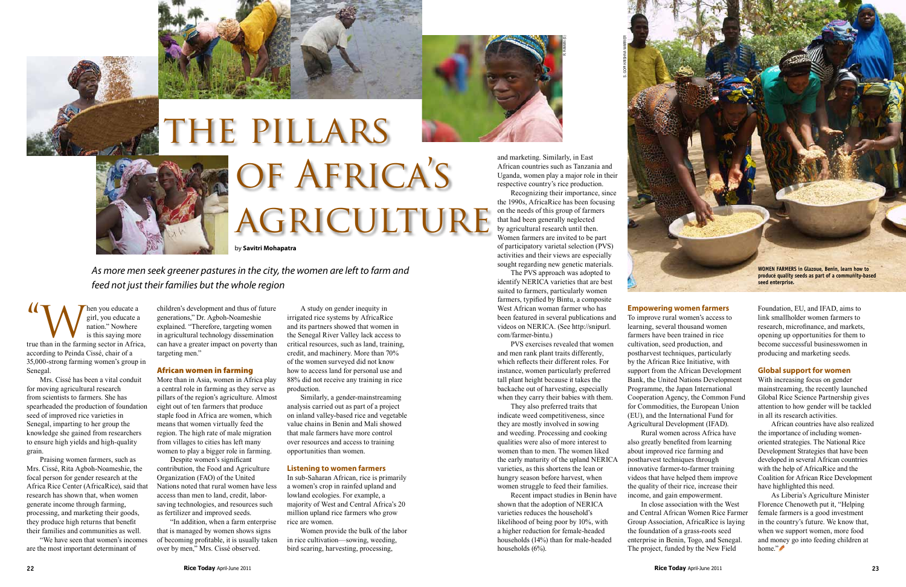# THE PILLARS OF AFRICA'S AGRICULTURE

by **Savitri Mohapatra**

*As more men seek greener pastures in the city, the women are left to farm and feed not just their families but the whole region*

"When you educate a girl, you educate a nation." Nowhere is this saying more true than in the farming sector in Africa, according to Peinda Cissé, chair of a 35,000-strong farming women's group in Senegal.

Mrs. Cissé has been a vital conduit for moving agricultural research from scientists to farmers. She has spearheaded the production of foundation seed of improved rice varieties in Senegal, imparting to her group the knowledge she gained from researchers to ensure high yields and high-quality grain.

Praising women farmers, such as Mrs. Cissé, Rita Agboh-Noameshie, the focal person for gender research at the Africa Rice Center (AfricaRice), said that research has shown that, when women generate income through farming, processing, and marketing their goods, they produce high returns that benefit their families and communities as well.

"We have seen that women's incomes are the most important determinant of children's development and thus of future generations," Dr. Agboh-Noameshie explained. "Therefore, targeting women in agricultural technology dissemination can have a greater impact on poverty than targeting men."

## African women in farming

More than in Asia, women in Africa play a central role in farming as they serve as pillars of the region's agriculture. Almost eight out of ten farmers that produce staple food in Africa are women, which means that women virtually feed the region. The high rate of male migration from villages to cities has left many women to play a bigger role in farming.

Despite women's significant contribution, the Food and Agriculture Organization (FAO) of the United Nations noted that rural women have less access than men to land, credit, labor-saving technologies, and resources such as fertilizer and improved seeds.

"In addition, when a farm enterprise that is managed by women shows signs of becoming profitable, it is usually taken over by men," Mrs. Cissé observed.

A study on gender inequity in irrigated rice systems by AfricaRice and its partners showed that women in the Senegal River Valley lack access to critical resources, such as land, training, credit, and machinery. More than 70% of the women surveyed did not know how to access land for personal use and 88% did not receive any training in rice production.

Similarly, a gender-mainstreaming analysis carried out as part of a project on inland valley-based rice and vegetable value chains in Benin and Mali showed that male farmers have more control over resources and access to training opportunities than women.

## Listening to women farmers

In sub-Saharan African, rice is primarily a women's crop in rainfed upland and lowland ecologies. For example, a majority of West and Central Africa's 20 million upland rice farmers who grow rice are women.

Women provide the bulk of the labor in rice cultivation—sowing, weeding, bird scaring, harvesting, processing, and marketing. Similarly, in East African countries such as Tanzania and Uganda, women play a major role in their respective country's rice production.

Recognizing their importance, since the 1990s, AfricaRice has been focusing on the needs of this group of farmers that had been generally neglected by agricultural research until then. Women farmers are invited to be part of participatory varietal selection (PVS) activities and their views are especially sought regarding new genetic materials.

The PVS approach was adopted to identify NERICA varieties that are best suited to farmers, particularly women farmers, typified by Bintu, a composite West African woman farmer who has been featured in several publications and videos on NERICA. (See http://snipurl.com/farmer-bintu.)

PVS exercises revealed that women and men rank plant traits differently, which reflects their different roles. For instance, women particularly preferred tall plant height because it takes the backache out of harvesting, especially when they carry their babies with them.

They also preferred traits that indicate weed competitiveness, since they are mostly involved in sowing and weeding. Processing and cooking qualities were also of more interest to women than to men. The women liked the early maturity of the upland NERICA varieties, as this shortens the lean or hungry season before harvest, when women struggle to feed their families.

Recent impact studies in Benin have shown that the adoption of NERICA varieties reduces the household's likelihood of being poor by 10%, with a higher reduction for female-headed households (14%) than for male-headed households (6%).

**WOMEN FARMERS in Glazoue, Benin, learn how to produce quality seeds as part of a community-based seed enterprise.**

## Empowering women farmers

To improve rural women's access to learning, several thousand women farmers have been trained in rice cultivation, seed production, and postharvest techniques, particularly by the African Rice Initiative, with support from the African Development Bank, the United Nations Development Programme, the Japan International Cooperation Agency, the Common Fund for Commodities, the European Union (EU), and the International Fund for Agricultural Development (IFAD).

Rural women across Africa have also greatly benefited from learning about improved rice farming and postharvest techniques through innovative farmer-to-farmer training videos that have helped them improve the quality of their rice, increase their income, and gain empowerment.

In close association with the West and Central African Women Rice Farmer Group Association, AfricaRice is laying the foundation of a grass-roots seed enterprise in Benin, Togo, and Senegal. The project, funded by the New Field Foundation, EU, and IFAD, aims to link smallholder women farmers to research, microfinance, and markets, opening up opportunities for them to become successful businesswomen in producing and marketing seeds.

## Global support for women

With increasing focus on gender mainstreaming, the recently launched Global Rice Science Partnership gives attention to how gender will be tackled in all its research activities.

African countries have also realized the importance of including women-oriented strategies. The National Rice Development Strategies that have been developed in several African countries with the help of AfricaRice and the Coalition for African Rice Development have highlighted this need.

As Liberia's Agriculture Minister Florence Chenoweth put it, "Helping female farmers is a good investment in the country's future. We know that, when we support women, more food and money go into feeding children at home."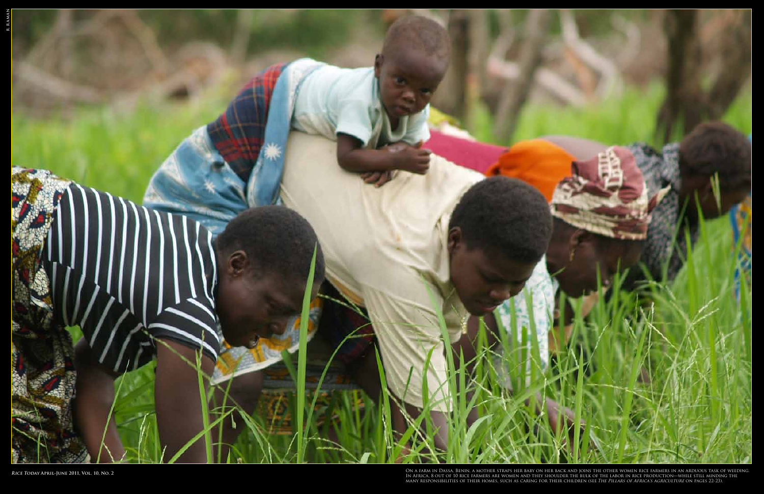On a farm in Dassa, Benin, a mother straps her baby on her back and joins the other women rice farmers in an arduous task of weeding. In Africa, 8 out of 10 rice farmers are women and they shoulder the bulk of the labor in rice production—while still minding the many responsibilities of their homes, such as caring for their children (see *The Pillars of Africa's agriculture* on pages 22-23).